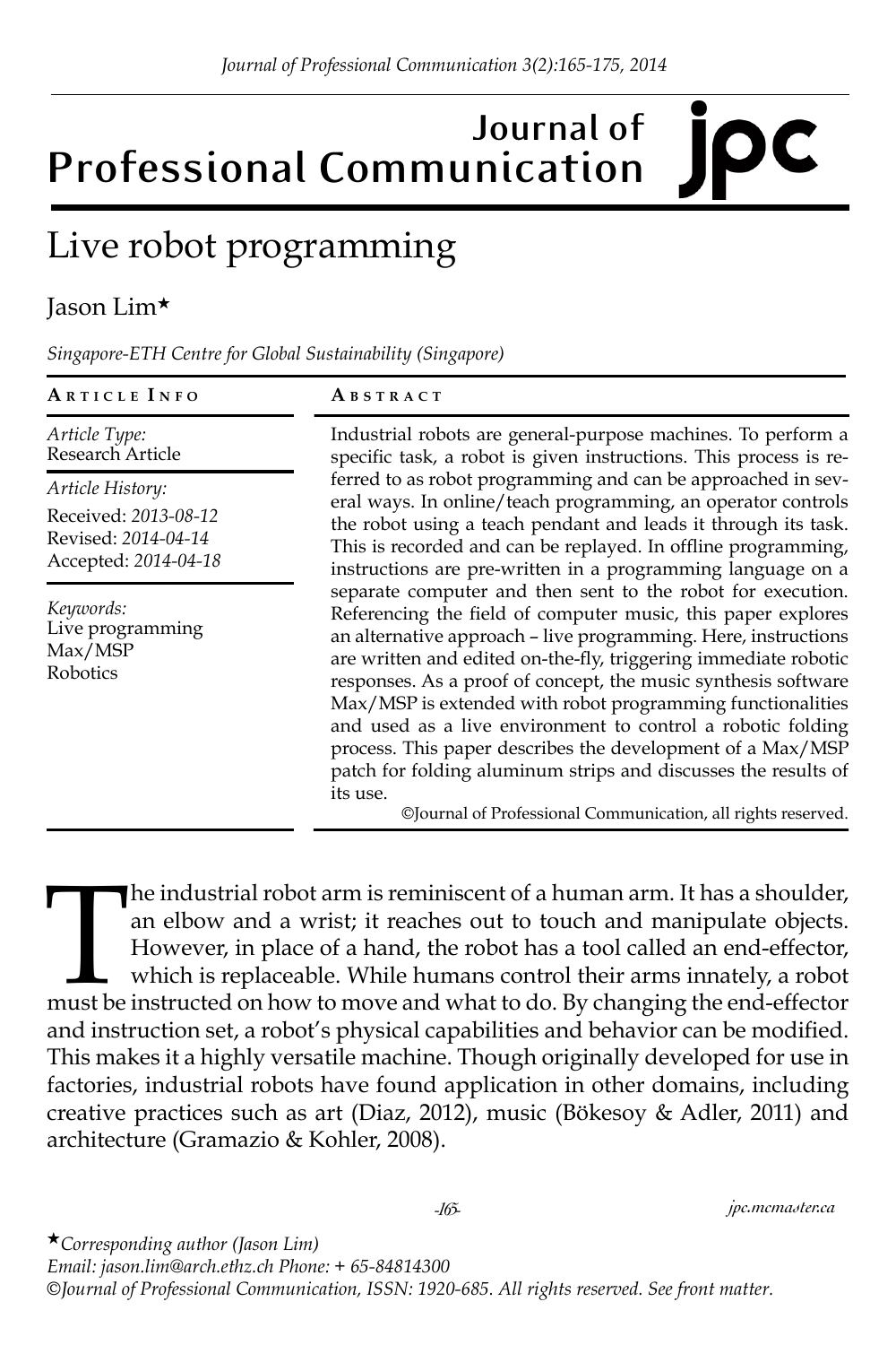# Live robot programming

Jason Lim*

*Singapore-ETH Centre for Global Sustainability (Singapore)*

**Article Info**

*Article Type:*
Research Article

*Article History:*
Received: *2013-08-12*
Revised: *2014-04-14*
Accepted: *2014-04-18*

*Keywords:*
Live programming
Max/MSP
Robotics

**Abstract**

Industrial robots are general-purpose machines. To perform a specific task, a robot is given instructions. This process is referred to as robot programming and can be approached in several ways. In online/teach programming, an operator controls the robot using a teach pendant and leads it through its task. This is recorded and can be replayed. In offline programming, instructions are pre-written in a programming language on a separate computer and then sent to the robot for execution. Referencing the field of computer music, this paper explores an alternative approach – live programming. Here, instructions are written and edited on-the-fly, triggering immediate robotic responses. As a proof of concept, the music synthesis software Max/MSP is extended with robot programming functionalities and used as a live environment to control a robotic folding process. This paper describes the development of a Max/MSP patch for folding aluminum strips and discusses the results of its use.

©Journal of Professional Communication, all rights reserved.

The industrial robot arm is reminiscent of a human arm. It has a shoulder, an elbow and a wrist; it reaches out to touch and manipulate objects. However, in place of a hand, the robot has a tool called an end-effector, which is replaceable. While humans control their arms innately, a robot must be instructed on how to move and what to do. By changing the end-effector and instruction set, a robot's physical capabilities and behavior can be modified. This makes it a highly versatile machine. Though originally developed for use in factories, industrial robots have found application in other domains, including creative practices such as art (Diaz, 2012), music (Bökesoy & Adler, 2011) and architecture (Gramazio & Kohler, 2008).

*Corresponding author (Jason Lim)
Email: jason.lim@arch.ethz.ch Phone: + 65-84814300
©Journal of Professional Communication, ISSN: 1920-685. All rights reserved. See front matter.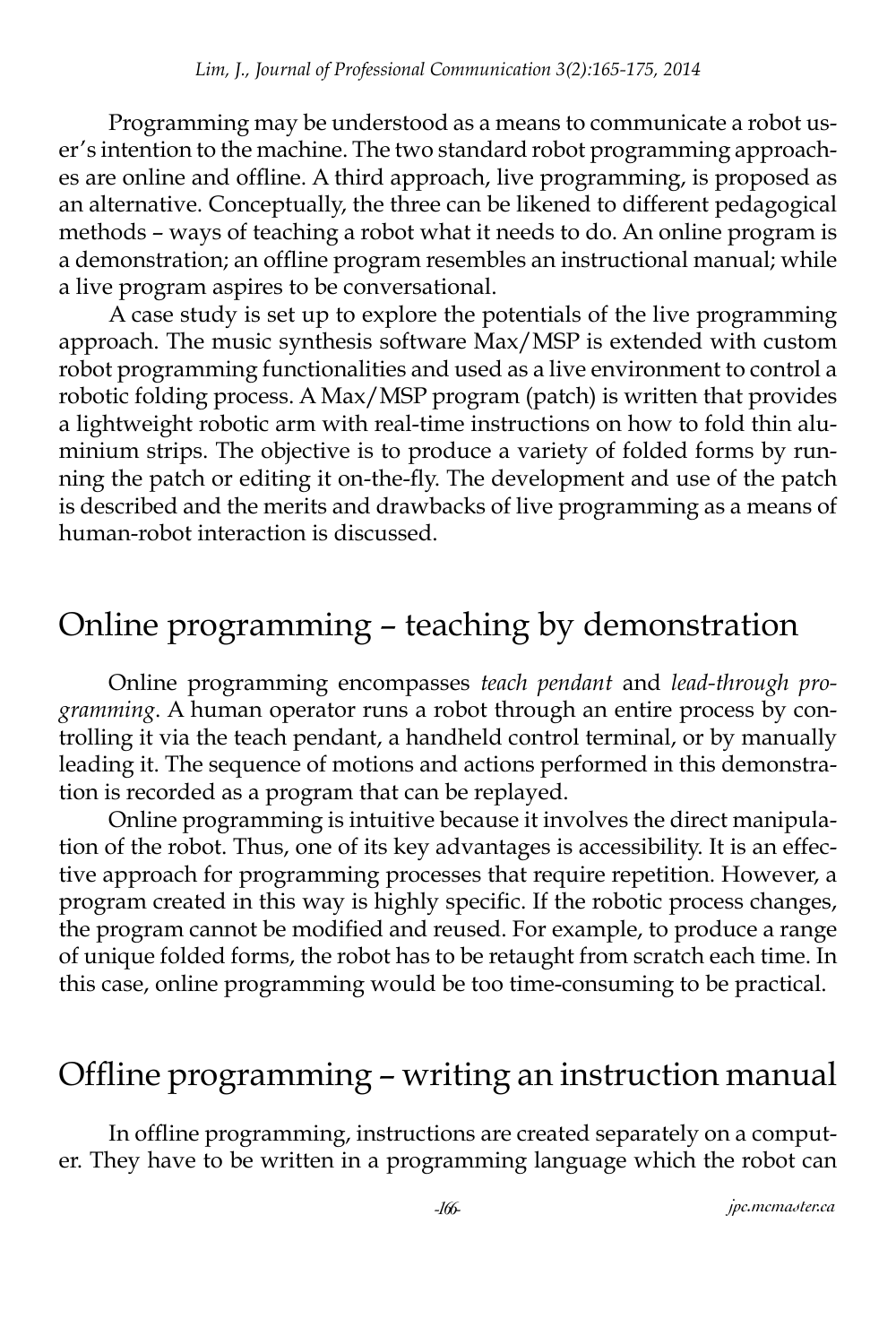Programming may be understood as a means to communicate a robot user's intention to the machine. The two standard robot programming approaches are online and offline. A third approach, live programming, is proposed as an alternative. Conceptually, the three can be likened to different pedagogical methods – ways of teaching a robot what it needs to do. An online program is a demonstration; an offline program resembles an instructional manual; while a live program aspires to be conversational.

A case study is set up to explore the potentials of the live programming approach. The music synthesis software Max/MSP is extended with custom robot programming functionalities and used as a live environment to control a robotic folding process. A Max/MSP program (patch) is written that provides a lightweight robotic arm with real-time instructions on how to fold thin aluminium strips. The objective is to produce a variety of folded forms by running the patch or editing it on-the-fly. The development and use of the patch is described and the merits and drawbacks of live programming as a means of human-robot interaction is discussed.

## Online programming – teaching by demonstration

Online programming encompasses *teach pendant* and *lead-through programming*. A human operator runs a robot through an entire process by controlling it via the teach pendant, a handheld control terminal, or by manually leading it. The sequence of motions and actions performed in this demonstration is recorded as a program that can be replayed.

Online programming is intuitive because it involves the direct manipulation of the robot. Thus, one of its key advantages is accessibility. It is an effective approach for programming processes that require repetition. However, a program created in this way is highly specific. If the robotic process changes, the program cannot be modified and reused. For example, to produce a range of unique folded forms, the robot has to be retaught from scratch each time. In this case, online programming would be too time-consuming to be practical.

## Offline programming – writing an instruction manual

In offline programming, instructions are created separately on a computer. They have to be written in a programming language which the robot can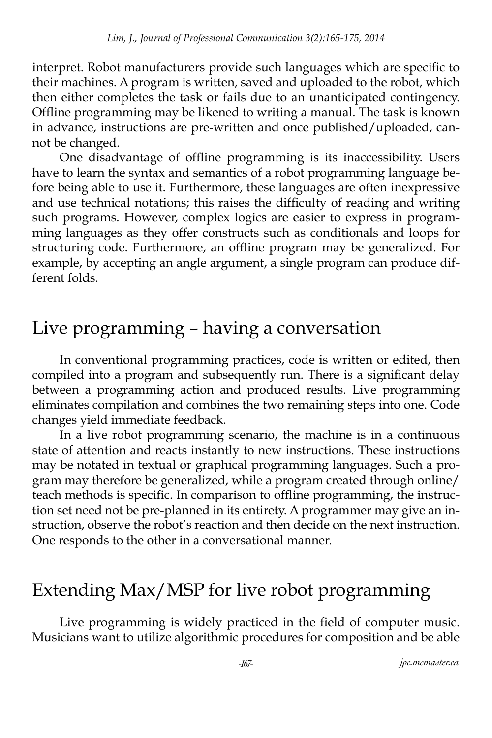interpret. Robot manufacturers provide such languages which are specific to their machines. A program is written, saved and uploaded to the robot, which then either completes the task or fails due to an unanticipated contingency. Offline programming may be likened to writing a manual. The task is known in advance, instructions are pre-written and once published/uploaded, cannot be changed.

One disadvantage of offline programming is its inaccessibility. Users have to learn the syntax and semantics of a robot programming language before being able to use it. Furthermore, these languages are often inexpressive and use technical notations; this raises the difficulty of reading and writing such programs. However, complex logics are easier to express in programming languages as they offer constructs such as conditionals and loops for structuring code. Furthermore, an offline program may be generalized. For example, by accepting an angle argument, a single program can produce different folds.

## Live programming – having a conversation

In conventional programming practices, code is written or edited, then compiled into a program and subsequently run. There is a significant delay between a programming action and produced results. Live programming eliminates compilation and combines the two remaining steps into one. Code changes yield immediate feedback.

In a live robot programming scenario, the machine is in a continuous state of attention and reacts instantly to new instructions. These instructions may be notated in textual or graphical programming languages. Such a program may therefore be generalized, while a program created through online/teach methods is specific. In comparison to offline programming, the instruction set need not be pre-planned in its entirety. A programmer may give an instruction, observe the robot's reaction and then decide on the next instruction. One responds to the other in a conversational manner.

## Extending Max/MSP for live robot programming

Live programming is widely practiced in the field of computer music. Musicians want to utilize algorithmic procedures for composition and be able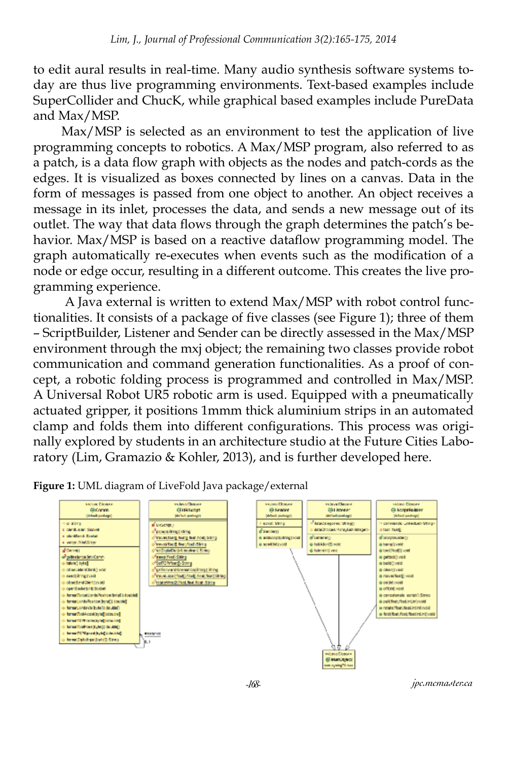to edit aural results in real-time. Many audio synthesis software systems today are thus live programming environments. Text-based examples include SuperCollider and ChucK, while graphical based examples include PureData and Max/MSP.

Max/MSP is selected as an environment to test the application of live programming concepts to robotics. A Max/MSP program, also referred to as a patch, is a data flow graph with objects as the nodes and patch-cords as the edges. It is visualized as boxes connected by lines on a canvas. Data in the form of messages is passed from one object to another. An object receives a message in its inlet, processes the data, and sends a new message out of its outlet. The way that data flows through the graph determines the patch's behavior. Max/MSP is based on a reactive dataflow programming model. The graph automatically re-executes when events such as the modification of a node or edge occur, resulting in a different outcome. This creates the live programming experience.

A Java external is written to extend Max/MSP with robot control functionalities. It consists of a package of five classes (see Figure 1); three of them – ScriptBuilder, Listener and Sender can be directly assessed in the Max/MSP environment through the mxj object; the remaining two classes provide robot communication and command generation functionalities. As a proof of concept, a robotic folding process is programmed and controlled in Max/MSP. A Universal Robot UR5 robotic arm is used. Equipped with a pneumatically actuated gripper, it positions 1mmm thick aluminium strips in an automated clamp and folds them into different configurations. This process was originally explored by students in an architecture studio at the Future Cities Laboratory (Lim, Gramazio & Kohler, 2013), and is further developed here.

**Figure 1:** UML diagram of LiveFold Java package/external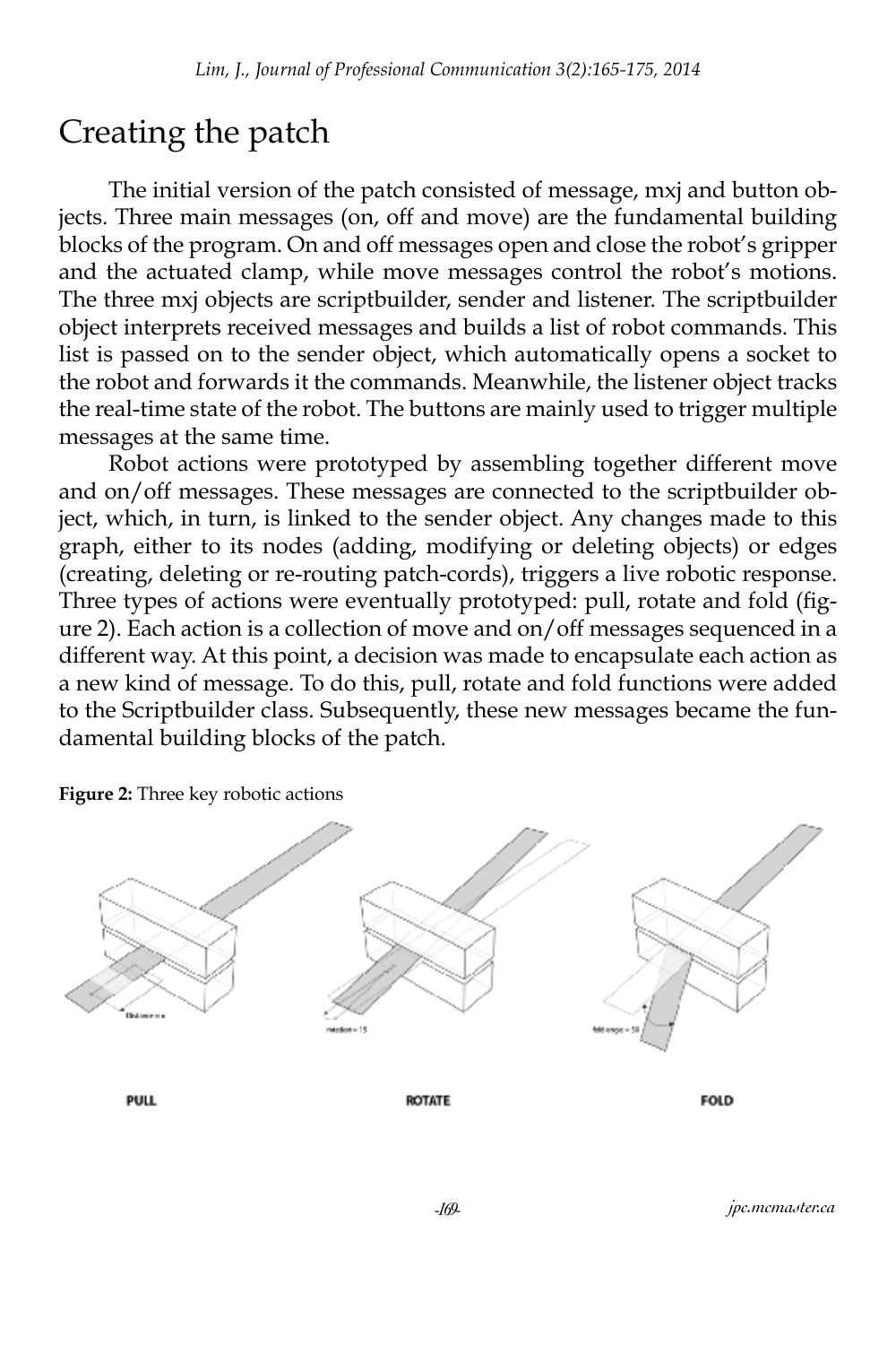# Creating the patch

The initial version of the patch consisted of message, mxj and button objects. Three main messages (on, off and move) are the fundamental building blocks of the program. On and off messages open and close the robot's gripper and the actuated clamp, while move messages control the robot's motions. The three mxj objects are scriptbuilder, sender and listener. The scriptbuilder object interprets received messages and builds a list of robot commands. This list is passed on to the sender object, which automatically opens a socket to the robot and forwards it the commands. Meanwhile, the listener object tracks the real-time state of the robot. The buttons are mainly used to trigger multiple messages at the same time.

Robot actions were prototyped by assembling together different move and on/off messages. These messages are connected to the scriptbuilder object, which, in turn, is linked to the sender object. Any changes made to this graph, either to its nodes (adding, modifying or deleting objects) or edges (creating, deleting or re-routing patch-cords), triggers a live robotic response. Three types of actions were eventually prototyped: pull, rotate and fold (figure 2). Each action is a collection of move and on/off messages sequenced in a different way. At this point, a decision was made to encapsulate each action as a new kind of message. To do this, pull, rotate and fold functions were added to the Scriptbuilder class. Subsequently, these new messages became the fundamental building blocks of the patch.

**Figure 2:** Three key robotic actions

PULL ROTATE FOLD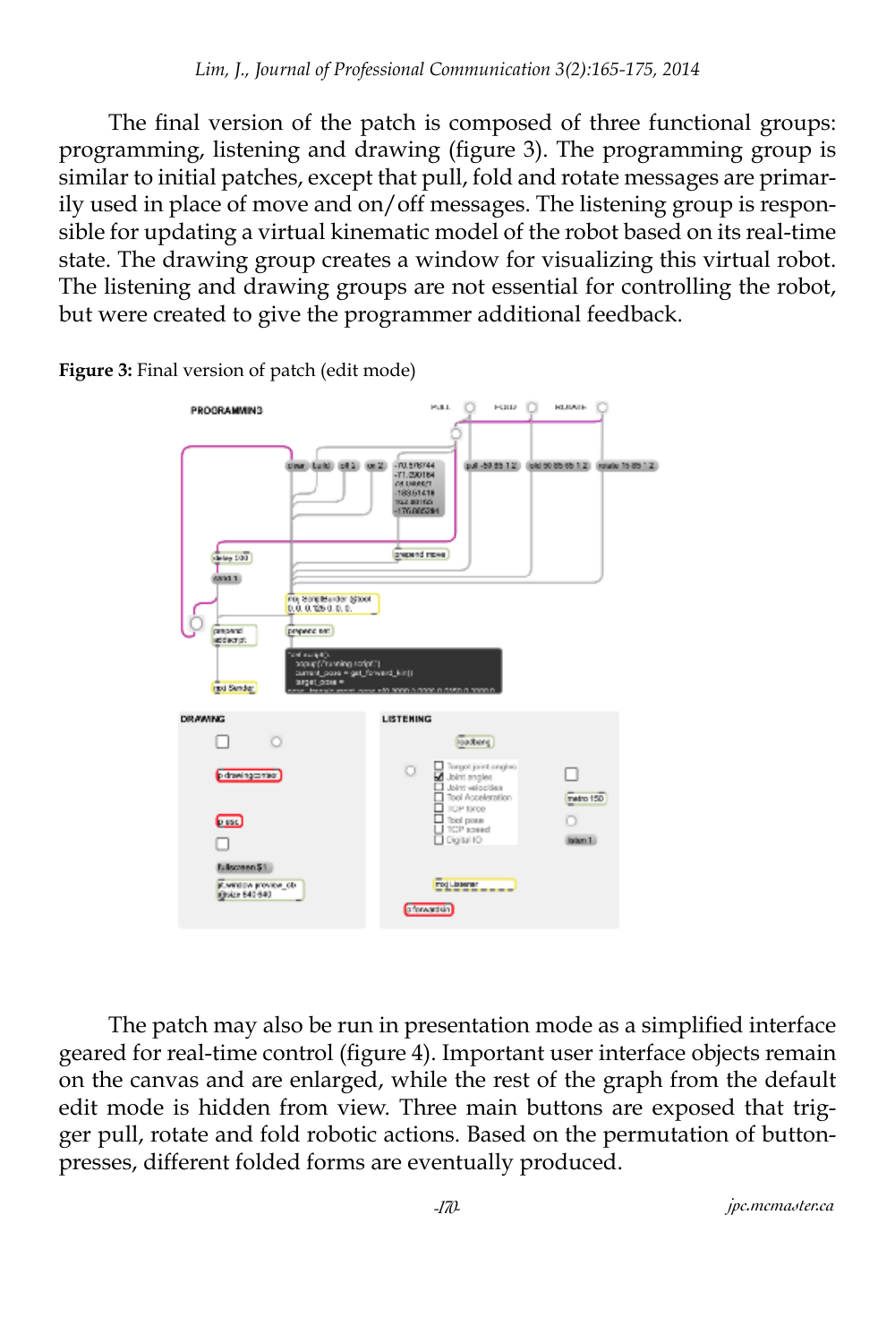The final version of the patch is composed of three functional groups: programming, listening and drawing (figure 3). The programming group is similar to initial patches, except that pull, fold and rotate messages are primarily used in place of move and on/off messages. The listening group is responsible for updating a virtual kinematic model of the robot based on its real-time state. The drawing group creates a window for visualizing this virtual robot. The listening and drawing groups are not essential for controlling the robot, but were created to give the programmer additional feedback.

**Figure 3:** Final version of patch (edit mode)

The patch may also be run in presentation mode as a simplified interface geared for real-time control (figure 4). Important user interface objects remain on the canvas and are enlarged, while the rest of the graph from the default edit mode is hidden from view. Three main buttons are exposed that trigger pull, rotate and fold robotic actions. Based on the permutation of button-presses, different folded forms are eventually produced.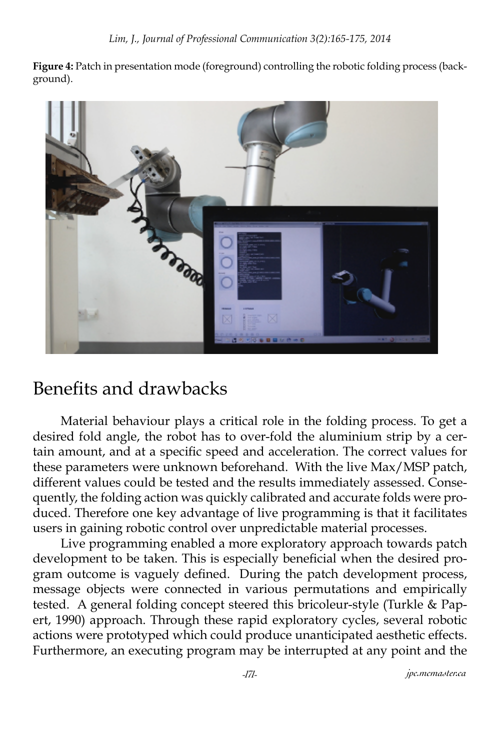**Figure 4:** Patch in presentation mode (foreground) controlling the robotic folding process (background).

## Benefits and drawbacks

Material behaviour plays a critical role in the folding process. To get a desired fold angle, the robot has to over-fold the aluminium strip by a certain amount, and at a specific speed and acceleration. The correct values for these parameters were unknown beforehand. With the live Max/MSP patch, different values could be tested and the results immediately assessed. Consequently, the folding action was quickly calibrated and accurate folds were produced. Therefore one key advantage of live programming is that it facilitates users in gaining robotic control over unpredictable material processes.

Live programming enabled a more exploratory approach towards patch development to be taken. This is especially beneficial when the desired program outcome is vaguely defined. During the patch development process, message objects were connected in various permutations and empirically tested. A general folding concept steered this bricoleur-style (Turkle & Papert, 1990) approach. Through these rapid exploratory cycles, several robotic actions were prototyped which could produce unanticipated aesthetic effects. Furthermore, an executing program may be interrupted at any point and the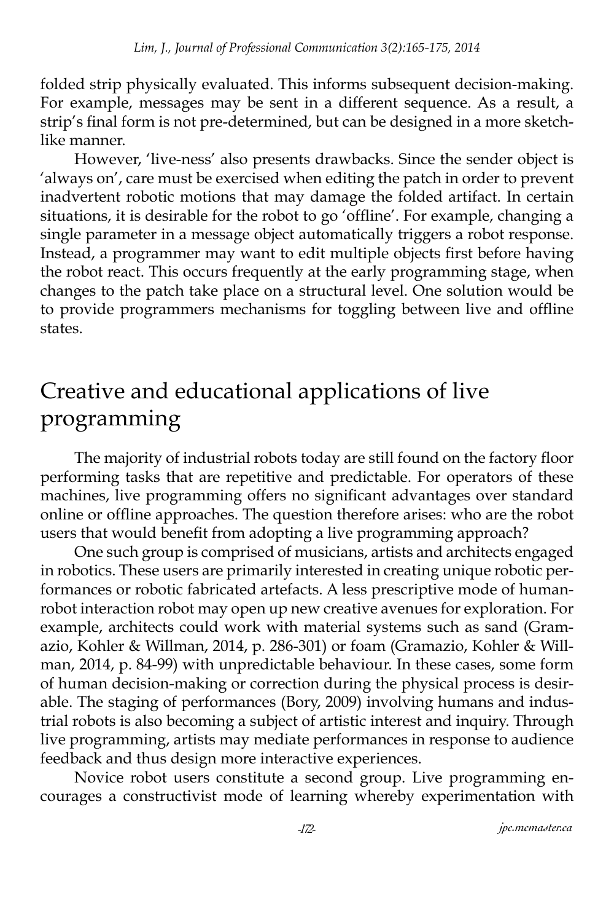folded strip physically evaluated. This informs subsequent decision-making. For example, messages may be sent in a different sequence. As a result, a strip's final form is not pre-determined, but can be designed in a more sketch-like manner.

However, 'live-ness' also presents drawbacks. Since the sender object is 'always on', care must be exercised when editing the patch in order to prevent inadvertent robotic motions that may damage the folded artifact. In certain situations, it is desirable for the robot to go 'offline'. For example, changing a single parameter in a message object automatically triggers a robot response. Instead, a programmer may want to edit multiple objects first before having the robot react. This occurs frequently at the early programming stage, when changes to the patch take place on a structural level. One solution would be to provide programmers mechanisms for toggling between live and offline states.

# Creative and educational applications of live programming

The majority of industrial robots today are still found on the factory floor performing tasks that are repetitive and predictable. For operators of these machines, live programming offers no significant advantages over standard online or offline approaches. The question therefore arises: who are the robot users that would benefit from adopting a live programming approach?

One such group is comprised of musicians, artists and architects engaged in robotics. These users are primarily interested in creating unique robotic performances or robotic fabricated artefacts. A less prescriptive mode of human-robot interaction robot may open up new creative avenues for exploration. For example, architects could work with material systems such as sand (Gramazio, Kohler & Willman, 2014, p. 286-301) or foam (Gramazio, Kohler & Willman, 2014, p. 84-99) with unpredictable behaviour. In these cases, some form of human decision-making or correction during the physical process is desirable. The staging of performances (Bory, 2009) involving humans and industrial robots is also becoming a subject of artistic interest and inquiry. Through live programming, artists may mediate performances in response to audience feedback and thus design more interactive experiences.

Novice robot users constitute a second group. Live programming encourages a constructivist mode of learning whereby experimentation with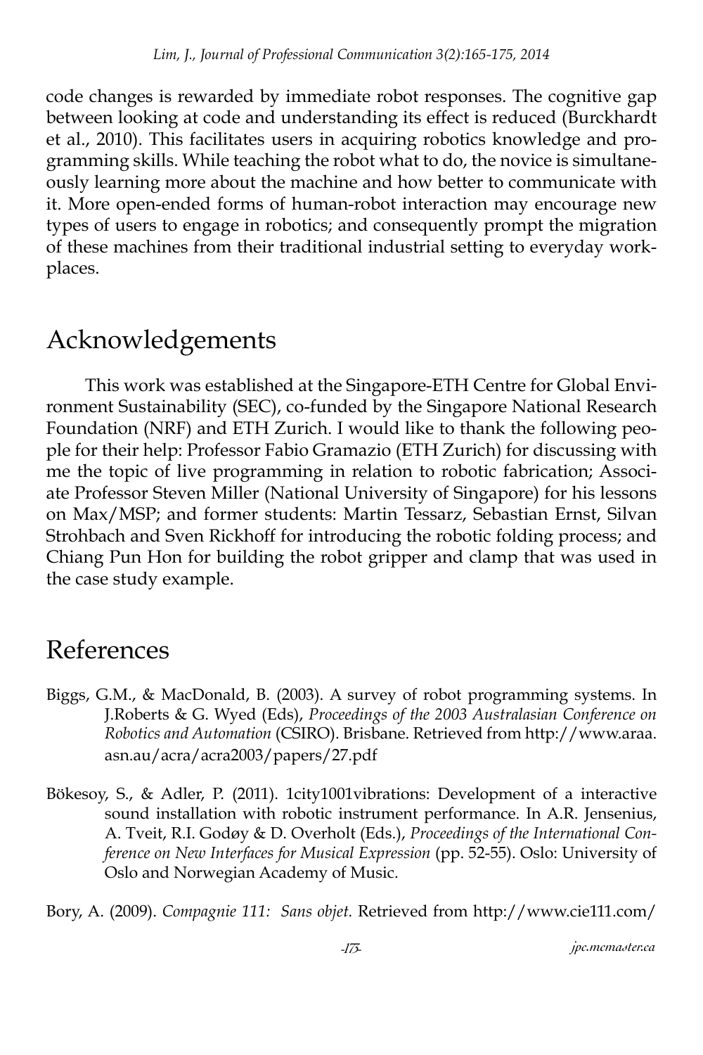code changes is rewarded by immediate robot responses. The cognitive gap between looking at code and understanding its effect is reduced (Burckhardt et al., 2010). This facilitates users in acquiring robotics knowledge and programming skills. While teaching the robot what to do, the novice is simultaneously learning more about the machine and how better to communicate with it. More open-ended forms of human-robot interaction may encourage new types of users to engage in robotics; and consequently prompt the migration of these machines from their traditional industrial setting to everyday workplaces.

## Acknowledgements

This work was established at the Singapore-ETH Centre for Global Environment Sustainability (SEC), co-funded by the Singapore National Research Foundation (NRF) and ETH Zurich. I would like to thank the following people for their help: Professor Fabio Gramazio (ETH Zurich) for discussing with me the topic of live programming in relation to robotic fabrication; Associate Professor Steven Miller (National University of Singapore) for his lessons on Max/MSP; and former students: Martin Tessarz, Sebastian Ernst, Silvan Strohbach and Sven Rickhoff for introducing the robotic folding process; and Chiang Pun Hon for building the robot gripper and clamp that was used in the case study example.

## References

Biggs, G.M., & MacDonald, B. (2003). A survey of robot programming systems. In J.Roberts & G. Wyed (Eds), *Proceedings of the 2003 Australasian Conference on Robotics and Automation* (CSIRO). Brisbane. Retrieved from http://www.araa.asn.au/acra/acra2003/papers/27.pdf

Bökesoy, S., & Adler, P. (2011). 1city1001vibrations: Development of a interactive sound installation with robotic instrument performance. In A.R. Jensenius, A. Tveit, R.I. Godøy & D. Overholt (Eds.), *Proceedings of the International Conference on New Interfaces for Musical Expression* (pp. 52-55). Oslo: University of Oslo and Norwegian Academy of Music.

Bory, A. (2009). *Compagnie 111: Sans objet.* Retrieved from http://www.cie111.com/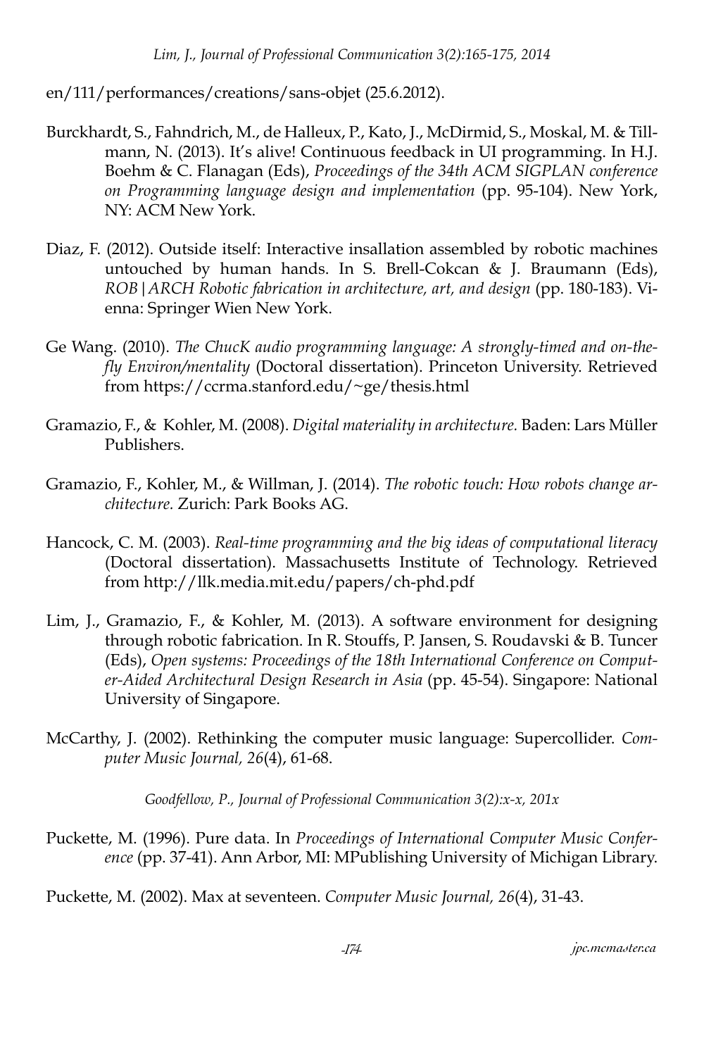en/111/performances/creations/sans-objet (25.6.2012).

Burckhardt, S., Fahndrich, M., de Halleux, P., Kato, J., McDirmid, S., Moskal, M. & Tillmann, N. (2013). It's alive! Continuous feedback in UI programming. In H.J. Boehm & C. Flanagan (Eds), *Proceedings of the 34th ACM SIGPLAN conference on Programming language design and implementation* (pp. 95-104). New York, NY: ACM New York.

Diaz, F. (2012). Outside itself: Interactive insallation assembled by robotic machines untouched by human hands. In S. Brell-Cokcan & J. Braumann (Eds), *ROB|ARCH Robotic fabrication in architecture, art, and design* (pp. 180-183). Vienna: Springer Wien New York.

Ge Wang. (2010). *The ChucK audio programming language: A strongly-timed and on-the-fly Environ/mentality* (Doctoral dissertation). Princeton University. Retrieved from https://ccrma.stanford.edu/~ge/thesis.html

Gramazio, F., & Kohler, M. (2008). *Digital materiality in architecture.* Baden: Lars Müller Publishers.

Gramazio, F., Kohler, M., & Willman, J. (2014). *The robotic touch: How robots change architecture.* Zurich: Park Books AG.

Hancock, C. M. (2003). *Real-time programming and the big ideas of computational literacy* (Doctoral dissertation). Massachusetts Institute of Technology. Retrieved from http://llk.media.mit.edu/papers/ch-phd.pdf

Lim, J., Gramazio, F., & Kohler, M. (2013). A software environment for designing through robotic fabrication. In R. Stouffs, P. Jansen, S. Roudavski & B. Tuncer (Eds), *Open systems: Proceedings of the 18th International Conference on Computer-Aided Architectural Design Research in Asia* (pp. 45-54). Singapore: National University of Singapore.

McCarthy, J. (2002). Rethinking the computer music language: Supercollider. *Computer Music Journal, 26*(4), 61-68.

Puckette, M. (1996). Pure data. In *Proceedings of International Computer Music Conference* (pp. 37-41). Ann Arbor, MI: MPublishing University of Michigan Library.

Puckette, M. (2002). Max at seventeen. *Computer Music Journal, 26*(4), 31-43.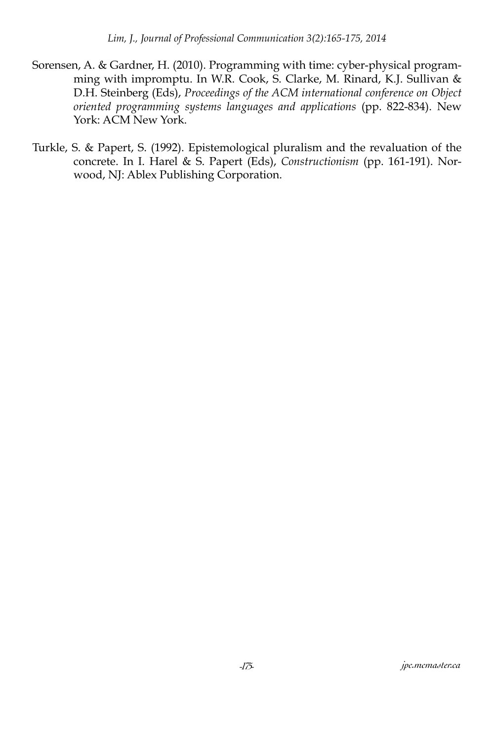Sorensen, A. & Gardner, H. (2010). Programming with time: cyber-physical programming with impromptu. In W.R. Cook, S. Clarke, M. Rinard, K.J. Sullivan & D.H. Steinberg (Eds), *Proceedings of the ACM international conference on Object oriented programming systems languages and applications* (pp. 822-834). New York: ACM New York.

Turkle, S. & Papert, S. (1992). Epistemological pluralism and the revaluation of the concrete. In I. Harel & S. Papert (Eds), *Constructionism* (pp. 161-191). Norwood, NJ: Ablex Publishing Corporation.